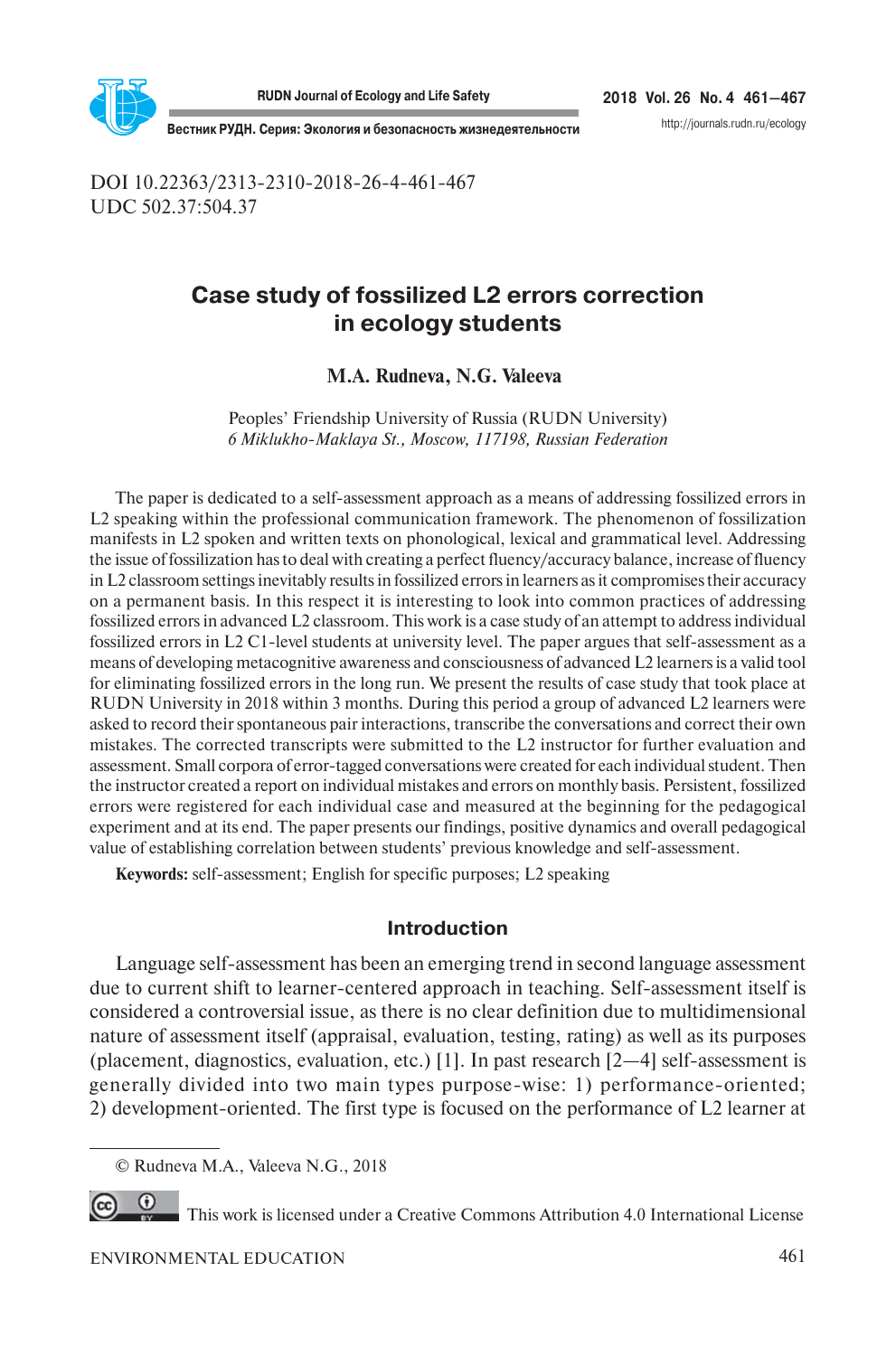DOI 10.22363/2313-2310-2018-26-4-461-467
UDC 502.37:504.37

# Case study of fossilized L2 errors correction in ecology students

**M.A. Rudneva, N.G. Valeeva**

Peoples' Friendship University of Russia (RUDN University)
*6 Miklukho-Maklaya St., Moscow, 117198, Russian Federation*

The paper is dedicated to a self-assessment approach as a means of addressing fossilized errors in L2 speaking within the professional communication framework. The phenomenon of fossilization manifests in L2 spoken and written texts on phonological, lexical and grammatical level. Addressing the issue of fossilization has to deal with creating a perfect fluency/accuracy balance, increase of fluency in L2 classroom settings inevitably results in fossilized errors in learners as it compromises their accuracy on a permanent basis. In this respect it is interesting to look into common practices of addressing fossilized errors in advanced L2 classroom. This work is a case study of an attempt to address individual fossilized errors in L2 C1-level students at university level. The paper argues that self-assessment as a means of developing metacognitive awareness and consciousness of advanced L2 learners is a valid tool for eliminating fossilized errors in the long run. We present the results of case study that took place at RUDN University in 2018 within 3 months. During this period a group of advanced L2 learners were asked to record their spontaneous pair interactions, transcribe the conversations and correct their own mistakes. The corrected transcripts were submitted to the L2 instructor for further evaluation and assessment. Small corpora of error-tagged conversations were created for each individual student. Then the instructor created a report on individual mistakes and errors on monthly basis. Persistent, fossilized errors were registered for each individual case and measured at the beginning for the pedagogical experiment and at its end. The paper presents our findings, positive dynamics and overall pedagogical value of establishing correlation between students' previous knowledge and self-assessment.

**Keywords:** self-assessment; English for specific purposes; L2 speaking

## Introduction

Language self-assessment has been an emerging trend in second language assessment due to current shift to learner-centered approach in teaching. Self-assessment itself is considered a controversial issue, as there is no clear definition due to multidimensional nature of assessment itself (appraisal, evaluation, testing, rating) as well as its purposes (placement, diagnostics, evaluation, etc.) [1]. In past research [2—4] self-assessment is generally divided into two main types purpose-wise: 1) performance-oriented; 2) development-oriented. The first type is focused on the performance of L2 learner at

© Rudneva M.A., Valeeva N.G., 2018

This work is licensed under a Creative Commons Attribution 4.0 International License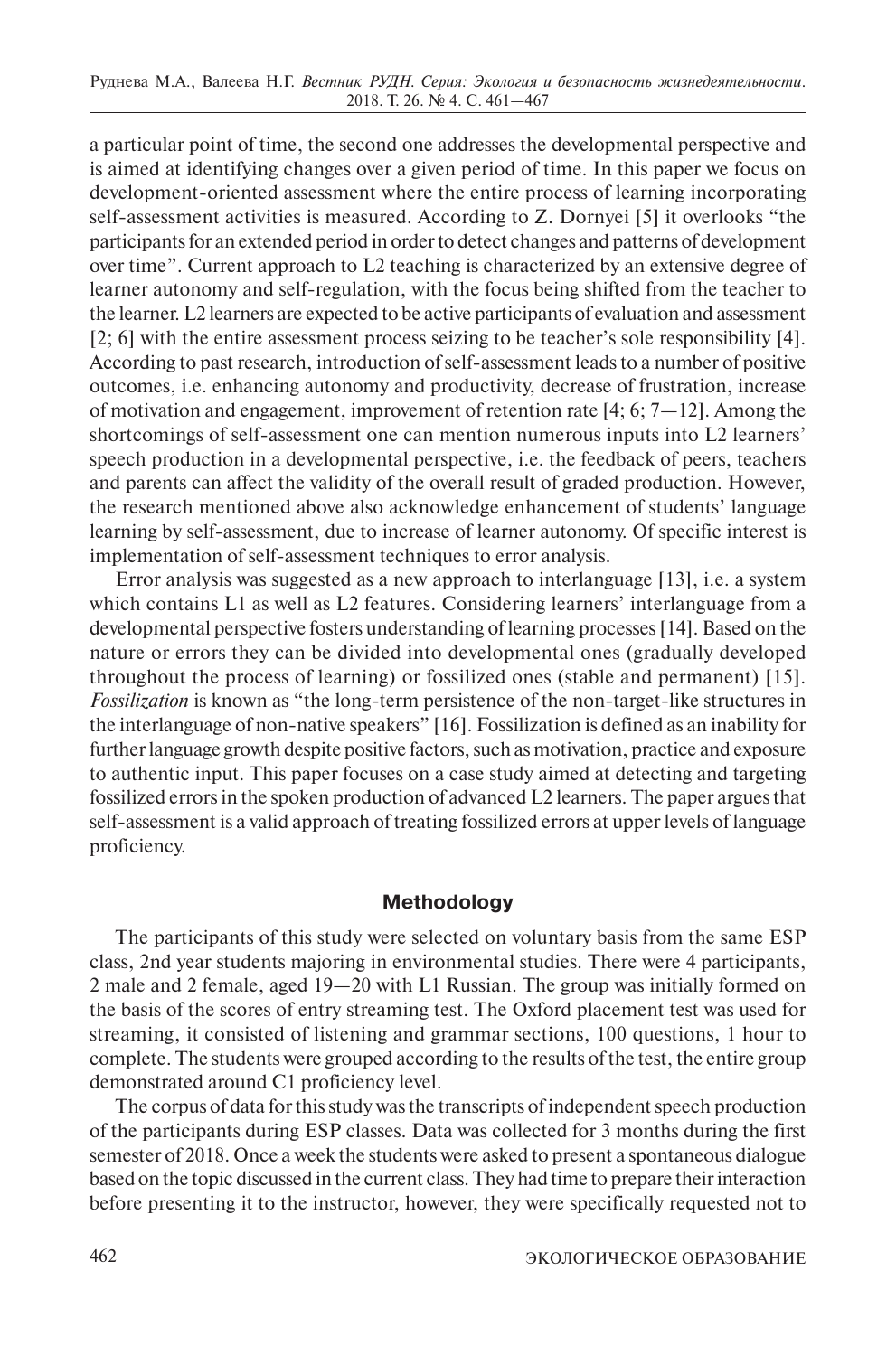a particular point of time, the second one addresses the developmental perspective and is aimed at identifying changes over a given period of time. In this paper we focus on development-oriented assessment where the entire process of learning incorporating self-assessment activities is measured. According to Z. Dornyei [5] it overlooks "the participants for an extended period in order to detect changes and patterns of development over time". Current approach to L2 teaching is characterized by an extensive degree of learner autonomy and self-regulation, with the focus being shifted from the teacher to the learner. L2 learners are expected to be active participants of evaluation and assessment [2; 6] with the entire assessment process seizing to be teacher's sole responsibility [4]. According to past research, introduction of self-assessment leads to a number of positive outcomes, i.e. enhancing autonomy and productivity, decrease of frustration, increase of motivation and engagement, improvement of retention rate [4; 6; 7—12]. Among the shortcomings of self-assessment one can mention numerous inputs into L2 learners' speech production in a developmental perspective, i.e. the feedback of peers, teachers and parents can affect the validity of the overall result of graded production. However, the research mentioned above also acknowledge enhancement of students' language learning by self-assessment, due to increase of learner autonomy. Of specific interest is implementation of self-assessment techniques to error analysis.

Error analysis was suggested as a new approach to interlanguage [13], i.e. a system which contains L1 as well as L2 features. Considering learners' interlanguage from a developmental perspective fosters understanding of learning processes [14]. Based on the nature or errors they can be divided into developmental ones (gradually developed throughout the process of learning) or fossilized ones (stable and permanent) [15]. *Fossilization* is known as "the long-term persistence of the non-target-like structures in the interlanguage of non-native speakers" [16]. Fossilization is defined as an inability for further language growth despite positive factors, such as motivation, practice and exposure to authentic input. This paper focuses on a case study aimed at detecting and targeting fossilized errors in the spoken production of advanced L2 learners. The paper argues that self-assessment is a valid approach of treating fossilized errors at upper levels of language proficiency.

## Methodology

The participants of this study were selected on voluntary basis from the same ESP class, 2nd year students majoring in environmental studies. There were 4 participants, 2 male and 2 female, aged 19—20 with L1 Russian. The group was initially formed on the basis of the scores of entry streaming test. The Oxford placement test was used for streaming, it consisted of listening and grammar sections, 100 questions, 1 hour to complete. The students were grouped according to the results of the test, the entire group demonstrated around C1 proficiency level.

The corpus of data for this study was the transcripts of independent speech production of the participants during ESP classes. Data was collected for 3 months during the first semester of 2018. Once a week the students were asked to present a spontaneous dialogue based on the topic discussed in the current class. They had time to prepare their interaction before presenting it to the instructor, however, they were specifically requested not to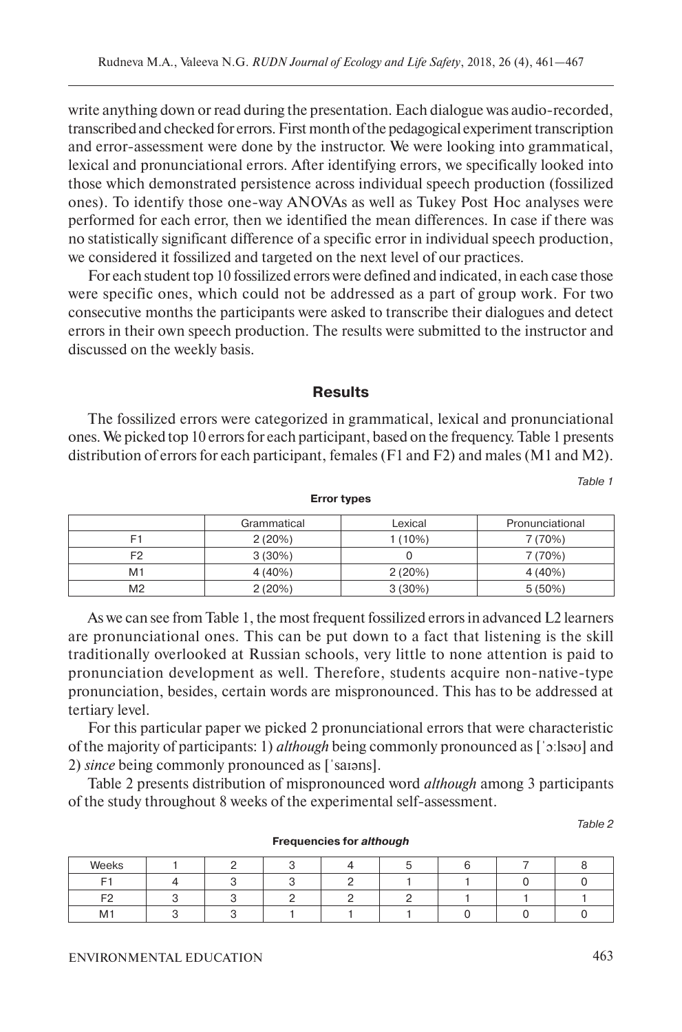write anything down or read during the presentation. Each dialogue was audio-recorded, transcribed and checked for errors. First month of the pedagogical experiment transcription and error-assessment were done by the instructor. We were looking into grammatical, lexical and pronunciational errors. After identifying errors, we specifically looked into those which demonstrated persistence across individual speech production (fossilized ones). To identify those one-way ANOVAs as well as Tukey Post Hoc analyses were performed for each error, then we identified the mean differences. In case if there was no statistically significant difference of a specific error in individual speech production, we considered it fossilized and targeted on the next level of our practices.

For each student top 10 fossilized errors were defined and indicated, in each case those were specific ones, which could not be addressed as a part of group work. For two consecutive months the participants were asked to transcribe their dialogues and detect errors in their own speech production. The results were submitted to the instructor and discussed on the weekly basis.

## Results

The fossilized errors were categorized in grammatical, lexical and pronunciational ones. We picked top 10 errors for each participant, based on the frequency. Table 1 presents distribution of errors for each participant, females (F1 and F2) and males (M1 and M2).

*Table 1*

**Error types**

| | Grammatical | Lexical | Pronunciational |
|---|---|---|---|
| F1 | 2 (20%) | 1 (10%) | 7 (70%) |
| F2 | 3 (30%) | 0 | 7 (70%) |
| M1 | 4 (40%) | 2 (20%) | 4 (40%) |
| M2 | 2 (20%) | 3 (30%) | 5 (50%) |

As we can see from Table 1, the most frequent fossilized errors in advanced L2 learners are pronunciational ones. This can be put down to a fact that listening is the skill traditionally overlooked at Russian schools, very little to none attention is paid to pronunciation development as well. Therefore, students acquire non-native-type pronunciation, besides, certain words are mispronounced. This has to be addressed at tertiary level.

For this particular paper we picked 2 pronunciational errors that were characteristic of the majority of participants: 1) *although* being commonly pronounced as [ˈɔːlsəʊ] and 2) *since* being commonly pronounced as [ˈsaɪəns].

Table 2 presents distribution of mispronounced word *although* among 3 participants of the study throughout 8 weeks of the experimental self-assessment.

*Table 2*

**Frequencies for *although***

| Weeks | 1 | 2 | 3 | 4 | 5 | 6 | 7 | 8 |
|---|---|---|---|---|---|---|---|---|
| F1 | 4 | 3 | 3 | 2 | 1 | 1 | 0 | 0 |
| F2 | 3 | 3 | 2 | 2 | 2 | 1 | 1 | 1 |
| M1 | 3 | 3 | 1 | 1 | 1 | 0 | 0 | 0 |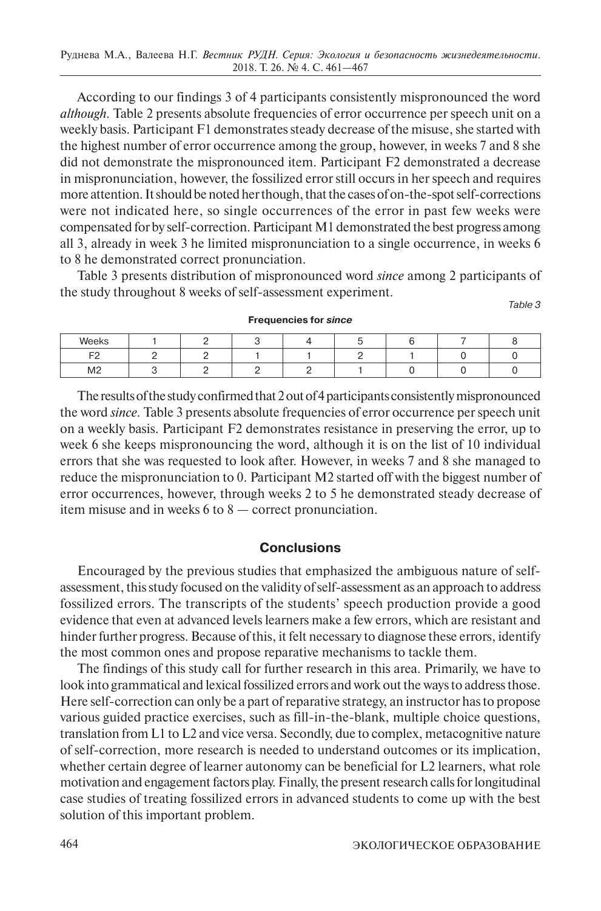According to our findings 3 of 4 participants consistently mispronounced the word *although*. Table 2 presents absolute frequencies of error occurrence per speech unit on a weekly basis. Participant F1 demonstrates steady decrease of the misuse, she started with the highest number of error occurrence among the group, however, in weeks 7 and 8 she did not demonstrate the mispronounced item. Participant F2 demonstrated a decrease in mispronunciation, however, the fossilized error still occurs in her speech and requires more attention. It should be noted her though, that the cases of on-the-spot self-corrections were not indicated here, so single occurrences of the error in past few weeks were compensated for by self-correction. Participant M1 demonstrated the best progress among all 3, already in week 3 he limited mispronunciation to a single occurrence, in weeks 6 to 8 he demonstrated correct pronunciation.

Table 3 presents distribution of mispronounced word *since* among 2 participants of the study throughout 8 weeks of self-assessment experiment.

*Table 3*

**Frequencies for *since***

| Weeks | 1 | 2 | 3 | 4 | 5 | 6 | 7 | 8 |
|---|---|---|---|---|---|---|---|---|
| F2 | 2 | 2 | 1 | 1 | 2 | 1 | 0 | 0 |
| M2 | 3 | 2 | 2 | 2 | 1 | 0 | 0 | 0 |

The results of the study confirmed that 2 out of 4 participants consistently mispronounced the word *since*. Table 3 presents absolute frequencies of error occurrence per speech unit on a weekly basis. Participant F2 demonstrates resistance in preserving the error, up to week 6 she keeps mispronouncing the word, although it is on the list of 10 individual errors that she was requested to look after. However, in weeks 7 and 8 she managed to reduce the mispronunciation to 0. Participant M2 started off with the biggest number of error occurrences, however, through weeks 2 to 5 he demonstrated steady decrease of item misuse and in weeks 6 to 8 — correct pronunciation.

## Conclusions

Encouraged by the previous studies that emphasized the ambiguous nature of self-assessment, this study focused on the validity of self-assessment as an approach to address fossilized errors. The transcripts of the students' speech production provide a good evidence that even at advanced levels learners make a few errors, which are resistant and hinder further progress. Because of this, it felt necessary to diagnose these errors, identify the most common ones and propose reparative mechanisms to tackle them.

The findings of this study call for further research in this area. Primarily, we have to look into grammatical and lexical fossilized errors and work out the ways to address those. Here self-correction can only be a part of reparative strategy, an instructor has to propose various guided practice exercises, such as fill-in-the-blank, multiple choice questions, translation from L1 to L2 and vice versa. Secondly, due to complex, metacognitive nature of self-correction, more research is needed to understand outcomes or its implication, whether certain degree of learner autonomy can be beneficial for L2 learners, what role motivation and engagement factors play. Finally, the present research calls for longitudinal case studies of treating fossilized errors in advanced students to come up with the best solution of this important problem.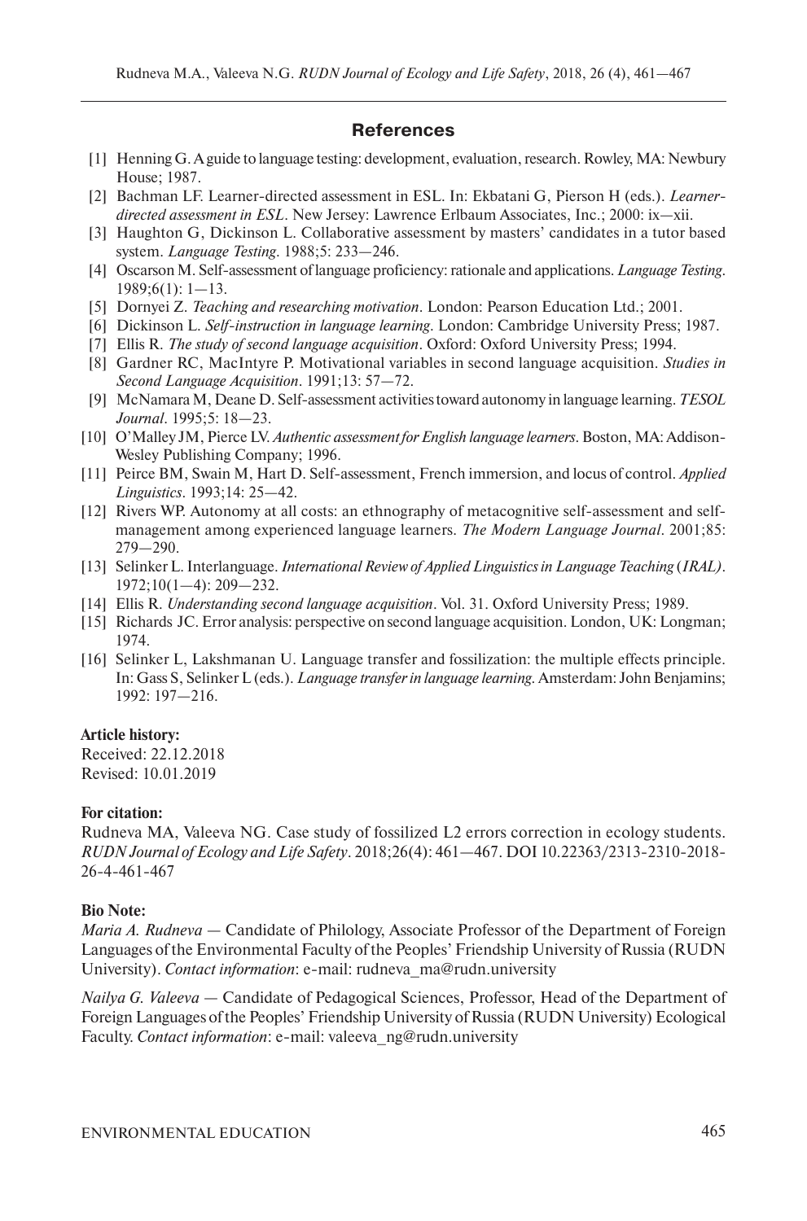## References

[1] Henning G. A guide to language testing: development, evaluation, research. Rowley, MA: Newbury House; 1987.

[2] Bachman LF. Learner-directed assessment in ESL. In: Ekbatani G, Pierson H (eds.). *Learner-directed assessment in ESL*. New Jersey: Lawrence Erlbaum Associates, Inc.; 2000: ix—xii.

[3] Haughton G, Dickinson L. Collaborative assessment by masters' candidates in a tutor based system. *Language Testing*. 1988;5: 233—246.

[4] Oscarson M. Self-assessment of language proficiency: rationale and applications. *Language Testing*. 1989;6(1): 1—13.

[5] Dornyei Z. *Teaching and researching motivation*. London: Pearson Education Ltd.; 2001.

[6] Dickinson L. *Self-instruction in language learning*. London: Cambridge University Press; 1987.

[7] Ellis R. *The study of second language acquisition*. Oxford: Oxford University Press; 1994.

[8] Gardner RC, MacIntyre P. Motivational variables in second language acquisition. *Studies in Second Language Acquisition*. 1991;13: 57—72.

[9] McNamara M, Deane D. Self-assessment activities toward autonomy in language learning. *TESOL Journal*. 1995;5: 18—23.

[10] O'Malley JM, Pierce LV. *Authentic assessment for English language learners*. Boston, MA: Addison-Wesley Publishing Company; 1996.

[11] Peirce BM, Swain M, Hart D. Self-assessment, French immersion, and locus of control. *Applied Linguistics*. 1993;14: 25—42.

[12] Rivers WP. Autonomy at all costs: an ethnography of metacognitive self-assessment and self-management among experienced language learners. *The Modern Language Journal*. 2001;85: 279—290.

[13] Selinker L. Interlanguage. *International Review of Applied Linguistics in Language Teaching (IRAL)*. 1972;10(1—4): 209—232.

[14] Ellis R. *Understanding second language acquisition*. Vol. 31. Oxford University Press; 1989.

[15] Richards JC. Error analysis: perspective on second language acquisition. London, UK: Longman; 1974.

[16] Selinker L, Lakshmanan U. Language transfer and fossilization: the multiple effects principle. In: Gass S, Selinker L (eds.). *Language transfer in language learning*. Amsterdam: John Benjamins; 1992: 197—216.

**Article history:**
Received: 22.12.2018
Revised: 10.01.2019

**For citation:**
Rudneva MA, Valeeva NG. Case study of fossilized L2 errors correction in ecology students. *RUDN Journal of Ecology and Life Safety*. 2018;26(4): 461—467. DOI 10.22363/2313-2310-2018-26-4-461-467

**Bio Note:**

*Maria A. Rudneva* — Candidate of Philology, Associate Professor of the Department of Foreign Languages of the Environmental Faculty of the Peoples' Friendship University of Russia (RUDN University). *Contact information*: e-mail: rudneva_ma@rudn.university

*Nailya G. Valeeva* — Candidate of Pedagogical Sciences, Professor, Head of the Department of Foreign Languages of the Peoples' Friendship University of Russia (RUDN University) Ecological Faculty. *Contact information*: e-mail: valeeva_ng@rudn.university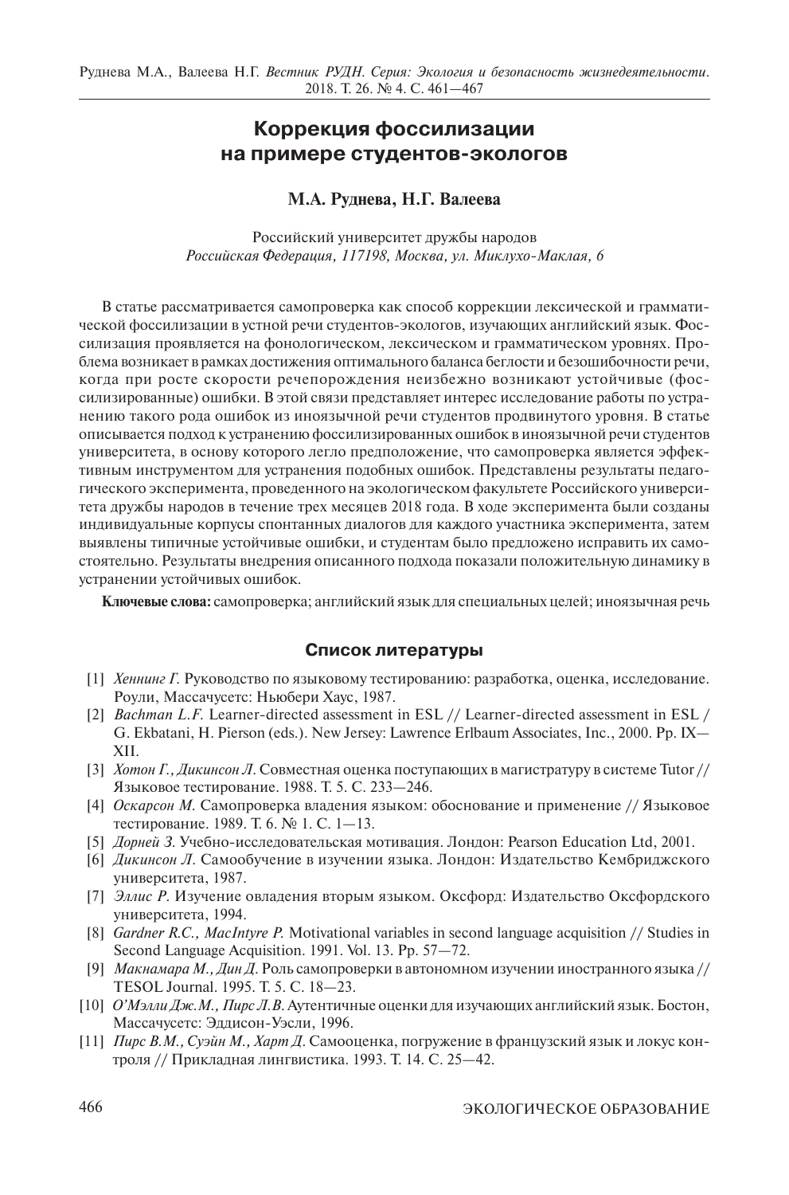# Коррекция фоссилизации на примере студентов-экологов

**М.А. Руднева, Н.Г. Валеева**

Российский университет дружбы народов
*Российская Федерация, 117198, Москва, ул. Миклухо-Маклая, 6*

В статье рассматривается самопроверка как способ коррекции лексической и грамматической фоссилизации в устной речи студентов-экологов, изучающих английский язык. Фоссилизация проявляется на фонологическом, лексическом и грамматическом уровнях. Проблема возникает в рамках достижения оптимального баланса беглости и безошибочности речи, когда при росте скорости речепорождения неизбежно возникают устойчивые (фоссилизированные) ошибки. В этой связи представляет интерес исследование работы по устранению такого рода ошибок из иноязычной речи студентов продвинутого уровня. В статье описывается подход к устранению фоссилизированных ошибок в иноязычной речи студентов университета, в основу которого легло предположение, что самопроверка является эффективным инструментом для устранения подобных ошибок. Представлены результаты педагогического эксперимента, проведенного на экологическом факультете Российского университета дружбы народов в течение трех месяцев 2018 года. В ходе эксперимента были созданы индивидуальные корпусы спонтанных диалогов для каждого участника эксперимента, затем выявлены типичные устойчивые ошибки, и студентам было предложено исправить их самостоятельно. Результаты внедрения описанного подхода показали положительную динамику в устранении устойчивых ошибок.

**Ключевые слова:** самопроверка; английский язык для специальных целей; иноязычная речь

## Список литературы

[1] *Хеннинг Г.* Руководство по языковому тестированию: разработка, оценка, исследование. Роули, Массачусетс: Ньюбери Хаус, 1987.

[2] *Bachman L.F.* Learner-directed assessment in ESL // Learner-directed assessment in ESL / G. Ekbatani, H. Pierson (eds.). New Jersey: Lawrence Erlbaum Associates, Inc., 2000. Pp. IX—XII.

[3] *Хотон Г., Дикинсон Л.* Совместная оценка поступающих в магистратуру в системе Tutor // Языковое тестирование. 1988. Т. 5. С. 233—246.

[4] *Оскарсон М.* Самопроверка владения языком: обоснование и применение // Языковое тестирование. 1989. Т. 6. № 1. С. 1—13.

[5] *Дорней З.* Учебно-исследовательская мотивация. Лондон: Pearson Education Ltd, 2001.

[6] *Дикинсон Л.* Самообучение в изучении языка. Лондон: Издательство Кембриджского университета, 1987.

[7] *Эллис Р.* Изучение овладения вторым языком. Оксфорд: Издательство Оксфордского университета, 1994.

[8] *Gardner R.C., MacIntyre P.* Motivational variables in second language acquisition // Studies in Second Language Acquisition. 1991. Vol. 13. Pp. 57—72.

[9] *Макнамара М., Дин Д.* Роль самопроверки в автономном изучении иностранного языка // TESOL Journal. 1995. Т. 5. С. 18—23.

[10] *О'Мэлли Дж.М., Пирс Л.В.* Аутентичные оценки для изучающих английский язык. Бостон, Массачусетс: Эддисон-Уэсли, 1996.

[11] *Пирс В.М., Суэйн М., Харт Д.* Самооценка, погружение в французский язык и локус контроля // Прикладная лингвистика. 1993. Т. 14. С. 25—42.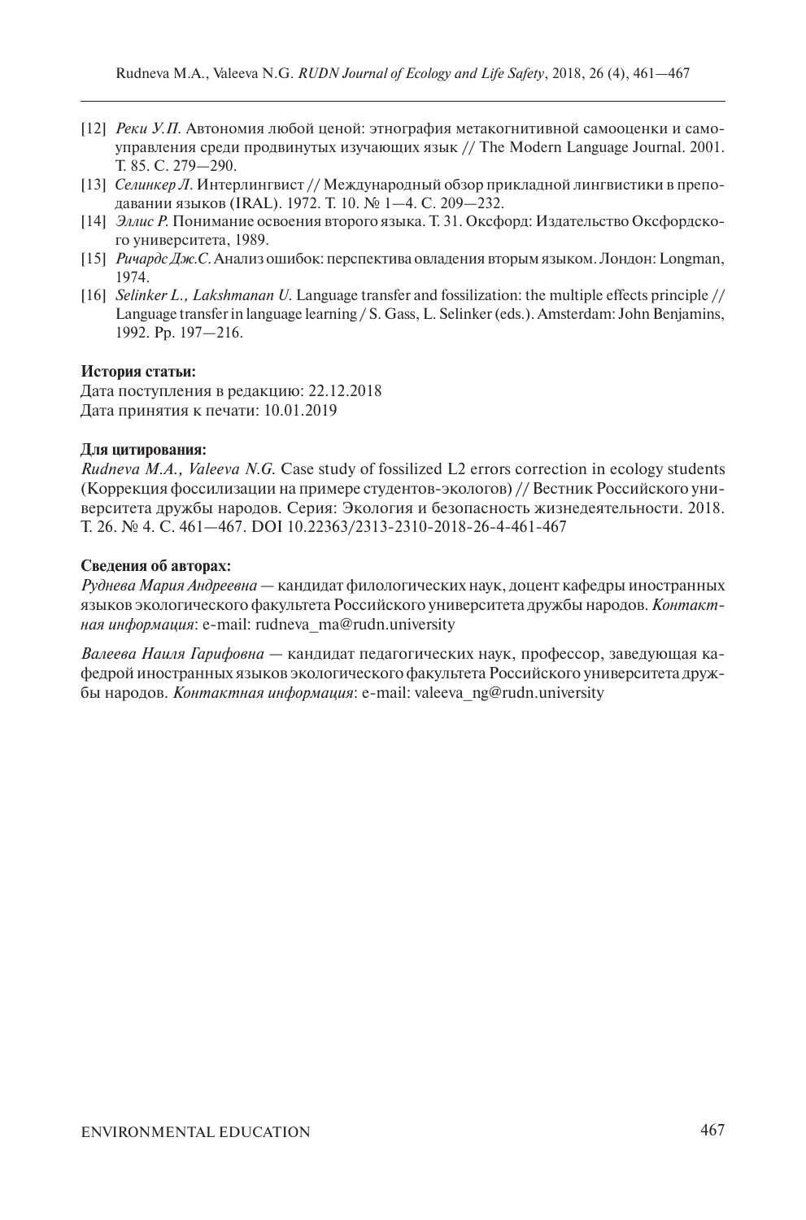[12] *Реки У.П.* Автономия любой ценой: этнография метакогнитивной самооценки и самоуправления среди продвинутых изучающих язык // The Modern Language Journal. 2001. Т. 85. С. 279—290.

[13] *Селинкер Л.* Интерлингвист // Международный обзор прикладной лингвистики в преподавании языков (IRAL). 1972. Т. 10. № 1—4. С. 209—232.

[14] *Эллис Р.* Понимание освоения второго языка. Т. 31. Оксфорд: Издательство Оксфордского университета, 1989.

[15] *Ричардс Дж.С.* Анализ ошибок: перспектива овладения вторым языком. Лондон: Longman, 1974.

[16] *Selinker L., Lakshmanan U.* Language transfer and fossilization: the multiple effects principle // Language transfer in language learning / S. Gass, L. Selinker (eds.). Amsterdam: John Benjamins, 1992. Pp. 197—216.

**История статьи:**

Дата поступления в редакцию: 22.12.2018
Дата принятия к печати: 10.01.2019

**Для цитирования:**

*Rudneva M.A., Valeeva N.G.* Case study of fossilized L2 errors correction in ecology students (Коррекция фоссилизации на примере студентов-экологов) // Вестник Российского университета дружбы народов. Серия: Экология и безопасность жизнедеятельности. 2018. Т. 26. № 4. С. 461—467. DOI 10.22363/2313-2310-2018-26-4-461-467

**Сведения об авторах:**

*Руднева Мария Андреевна* — кандидат филологических наук, доцент кафедры иностранных языков экологического факультета Российского университета дружбы народов. *Контактная информация*: e-mail: rudneva_ma@rudn.university

*Валеева Наиля Гарифовна* — кандидат педагогических наук, профессор, заведующая кафедрой иностранных языков экологического факультета Российского университета дружбы народов. *Контактная информация*: e-mail: valeeva_ng@rudn.university